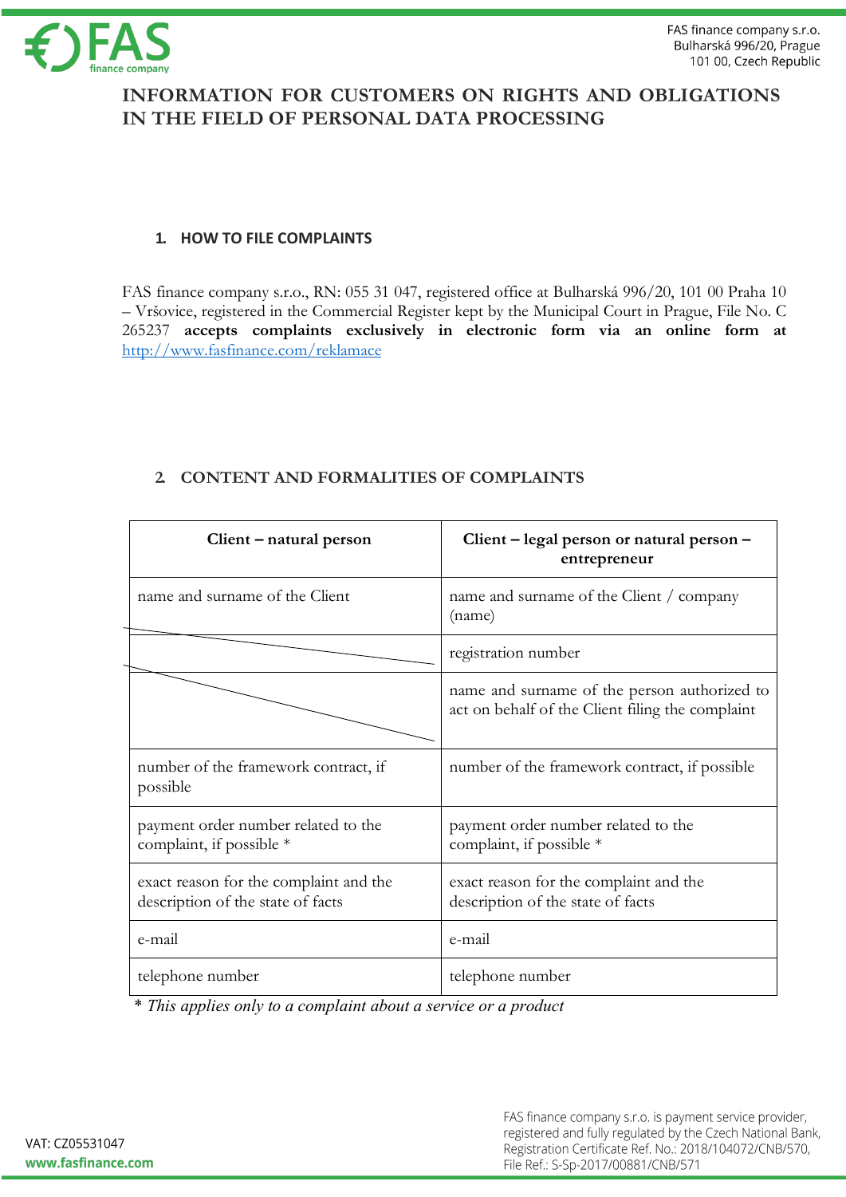# INFORMATION FOR CUSTOMERS ON RIGHTS AND OBLIGATIONS IN THE FIELD OF PERSONAL DATA PROCESSING

## 1. HOW TO FILE COMPLAINTS

FAS finance company s.r.o., RN: 055 31 047, registered office at Bulharská 996/20, 101 00 Praha 10 – Vršovice, registered in the Commercial Register kept by the Municipal Court in Prague, File No. C 265237 **accepts complaints exclusively in electronic form via an online form at** http://www.fasfinance.com/reklamace

## 2. CONTENT AND FORMALITIES OF COMPLAINTS

| Client – natural person | Client – legal person or natural person – entrepreneur |
|---|---|
| name and surname of the Client | name and surname of the Client / company (name) |
| | registration number |
| | name and surname of the person authorized to act on behalf of the Client filing the complaint |
| number of the framework contract, if possible | number of the framework contract, if possible |
| payment order number related to the complaint, if possible * | payment order number related to the complaint, if possible * |
| exact reason for the complaint and the description of the state of facts | exact reason for the complaint and the description of the state of facts |
| e-mail | e-mail |
| telephone number | telephone number |

*\* This applies only to a complaint about a service or a product*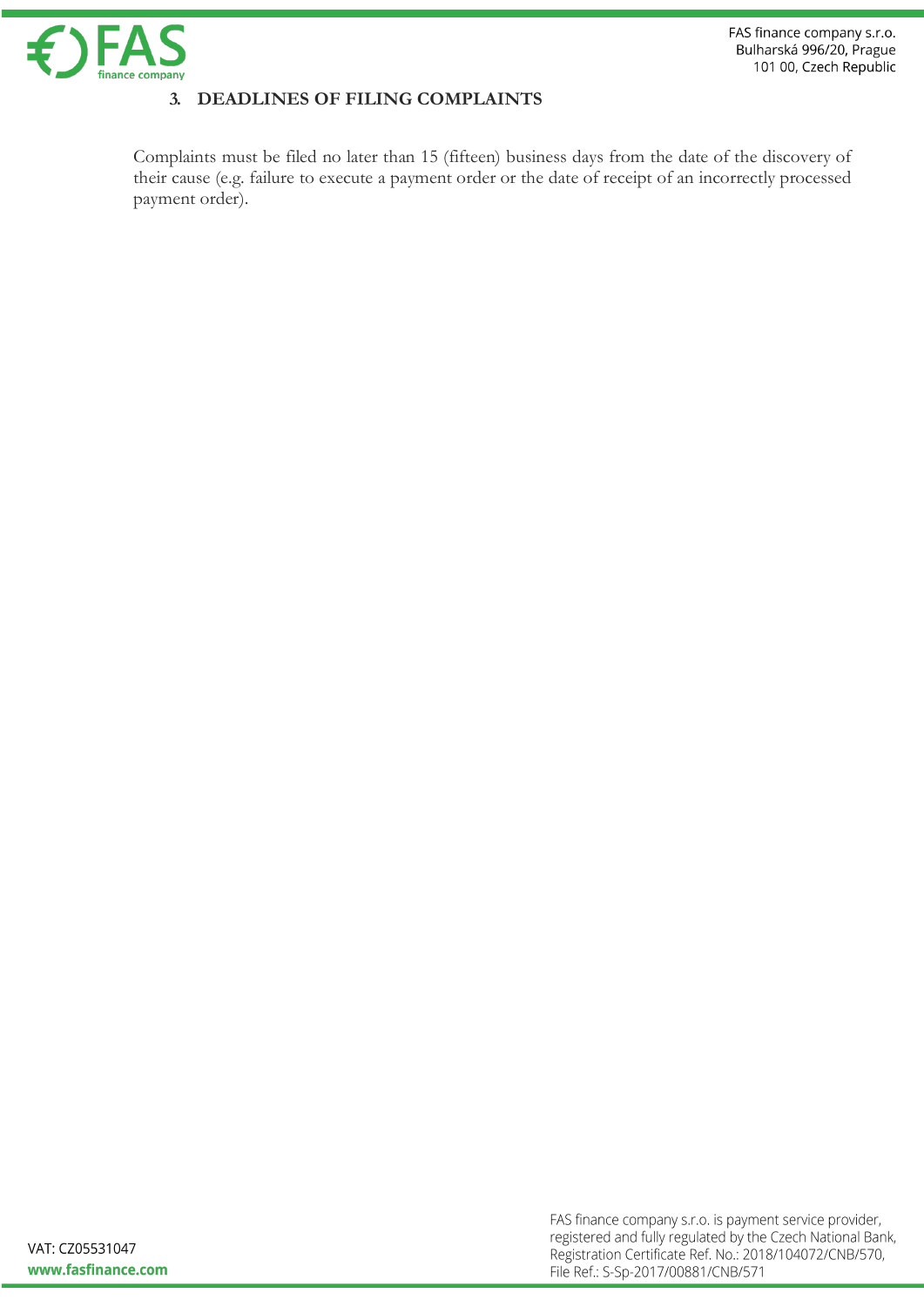## 3. DEADLINES OF FILING COMPLAINTS

Complaints must be filed no later than 15 (fifteen) business days from the date of the discovery of their cause (e.g. failure to execute a payment order or the date of receipt of an incorrectly processed payment order).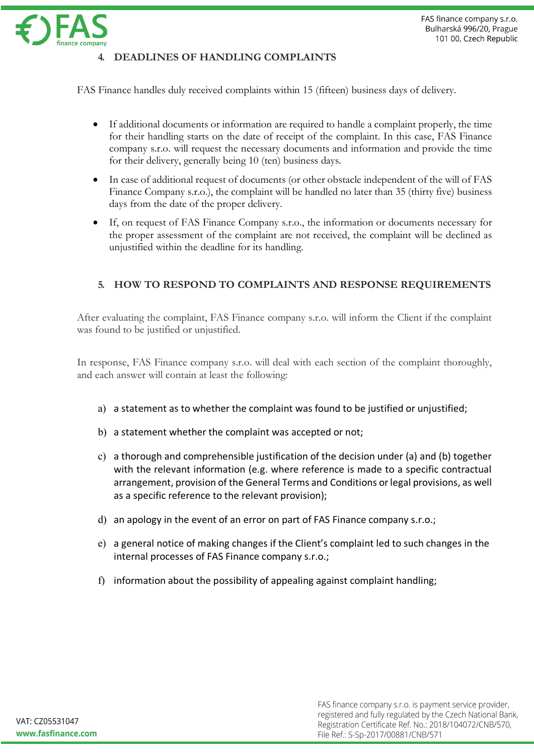## 4. DEADLINES OF HANDLING COMPLAINTS

FAS Finance handles duly received complaints within 15 (fifteen) business days of delivery.

- If additional documents or information are required to handle a complaint properly, the time for their handling starts on the date of receipt of the complaint. In this case, FAS Finance company s.r.o. will request the necessary documents and information and provide the time for their delivery, generally being 10 (ten) business days.
- In case of additional request of documents (or other obstacle independent of the will of FAS Finance Company s.r.o.), the complaint will be handled no later than 35 (thirty five) business days from the date of the proper delivery.
- If, on request of FAS Finance Company s.r.o., the information or documents necessary for the proper assessment of the complaint are not received, the complaint will be declined as unjustified within the deadline for its handling.

## 5. HOW TO RESPOND TO COMPLAINTS AND RESPONSE REQUIREMENTS

After evaluating the complaint, FAS Finance company s.r.o. will inform the Client if the complaint was found to be justified or unjustified.

In response, FAS Finance company s.r.o. will deal with each section of the complaint thoroughly, and each answer will contain at least the following:

a) a statement as to whether the complaint was found to be justified or unjustified;

b) a statement whether the complaint was accepted or not;

c) a thorough and comprehensible justification of the decision under (a) and (b) together with the relevant information (e.g. where reference is made to a specific contractual arrangement, provision of the General Terms and Conditions or legal provisions, as well as a specific reference to the relevant provision);

d) an apology in the event of an error on part of FAS Finance company s.r.o.;

e) a general notice of making changes if the Client's complaint led to such changes in the internal processes of FAS Finance company s.r.o.;

f) information about the possibility of appealing against complaint handling;